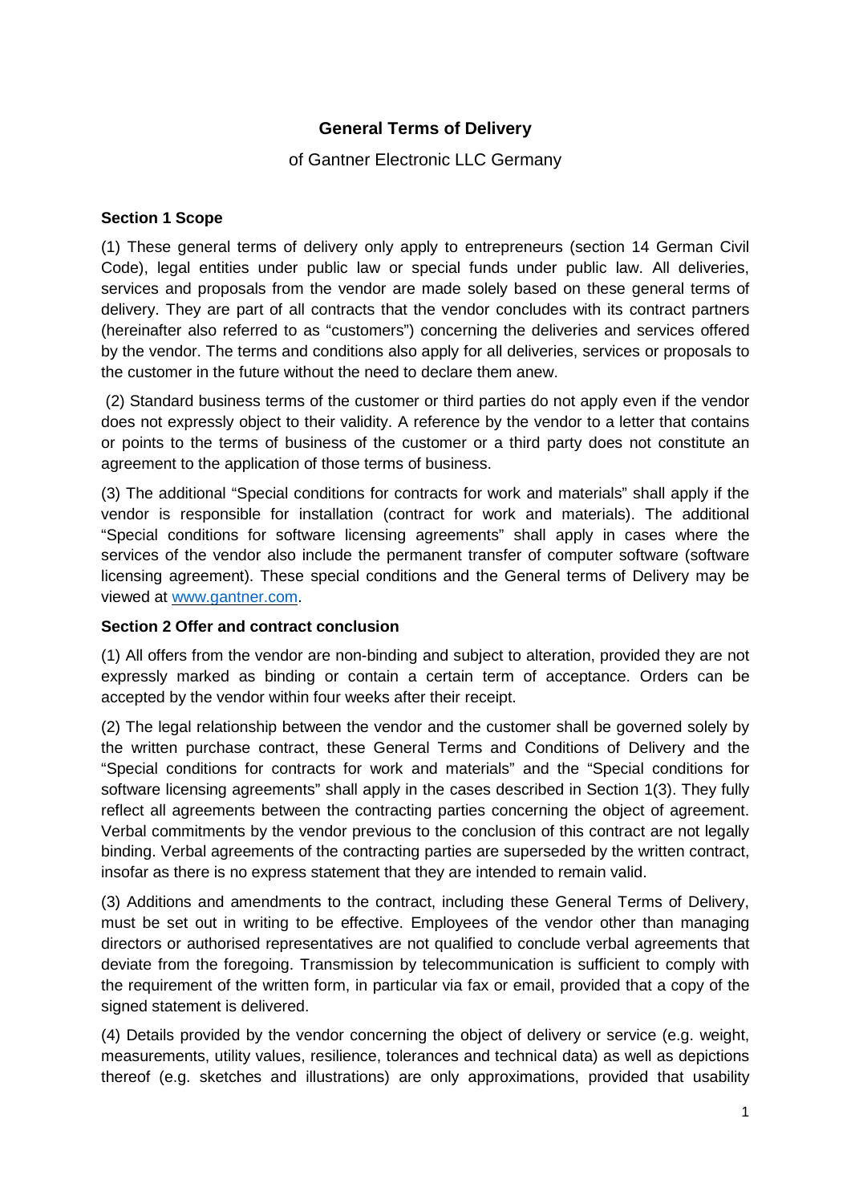# General Terms of Delivery

of Gantner Electronic LLC Germany

### Section 1 Scope

(1) These general terms of delivery only apply to entrepreneurs (section 14 German Civil Code), legal entities under public law or special funds under public law. All deliveries, services and proposals from the vendor are made solely based on these general terms of delivery. They are part of all contracts that the vendor concludes with its contract partners (hereinafter also referred to as "customers") concerning the deliveries and services offered by the vendor. The terms and conditions also apply for all deliveries, services or proposals to the customer in the future without the need to declare them anew.

(2) Standard business terms of the customer or third parties do not apply even if the vendor does not expressly object to their validity. A reference by the vendor to a letter that contains or points to the terms of business of the customer or a third party does not constitute an agreement to the application of those terms of business.

(3) The additional "Special conditions for contracts for work and materials" shall apply if the vendor is responsible for installation (contract for work and materials). The additional "Special conditions for software licensing agreements" shall apply in cases where the services of the vendor also include the permanent transfer of computer software (software licensing agreement). These special conditions and the General terms of Delivery may be viewed at [www.gantner.com](http://www.gantner.com).

### Section 2 Offer and contract conclusion

(1) All offers from the vendor are non-binding and subject to alteration, provided they are not expressly marked as binding or contain a certain term of acceptance. Orders can be accepted by the vendor within four weeks after their receipt.

(2) The legal relationship between the vendor and the customer shall be governed solely by the written purchase contract, these General Terms and Conditions of Delivery and the "Special conditions for contracts for work and materials" and the "Special conditions for software licensing agreements" shall apply in the cases described in Section 1(3). They fully reflect all agreements between the contracting parties concerning the object of agreement. Verbal commitments by the vendor previous to the conclusion of this contract are not legally binding. Verbal agreements of the contracting parties are superseded by the written contract, insofar as there is no express statement that they are intended to remain valid.

(3) Additions and amendments to the contract, including these General Terms of Delivery, must be set out in writing to be effective. Employees of the vendor other than managing directors or authorised representatives are not qualified to conclude verbal agreements that deviate from the foregoing. Transmission by telecommunication is sufficient to comply with the requirement of the written form, in particular via fax or email, provided that a copy of the signed statement is delivered.

(4) Details provided by the vendor concerning the object of delivery or service (e.g. weight, measurements, utility values, resilience, tolerances and technical data) as well as depictions thereof (e.g. sketches and illustrations) are only approximations, provided that usability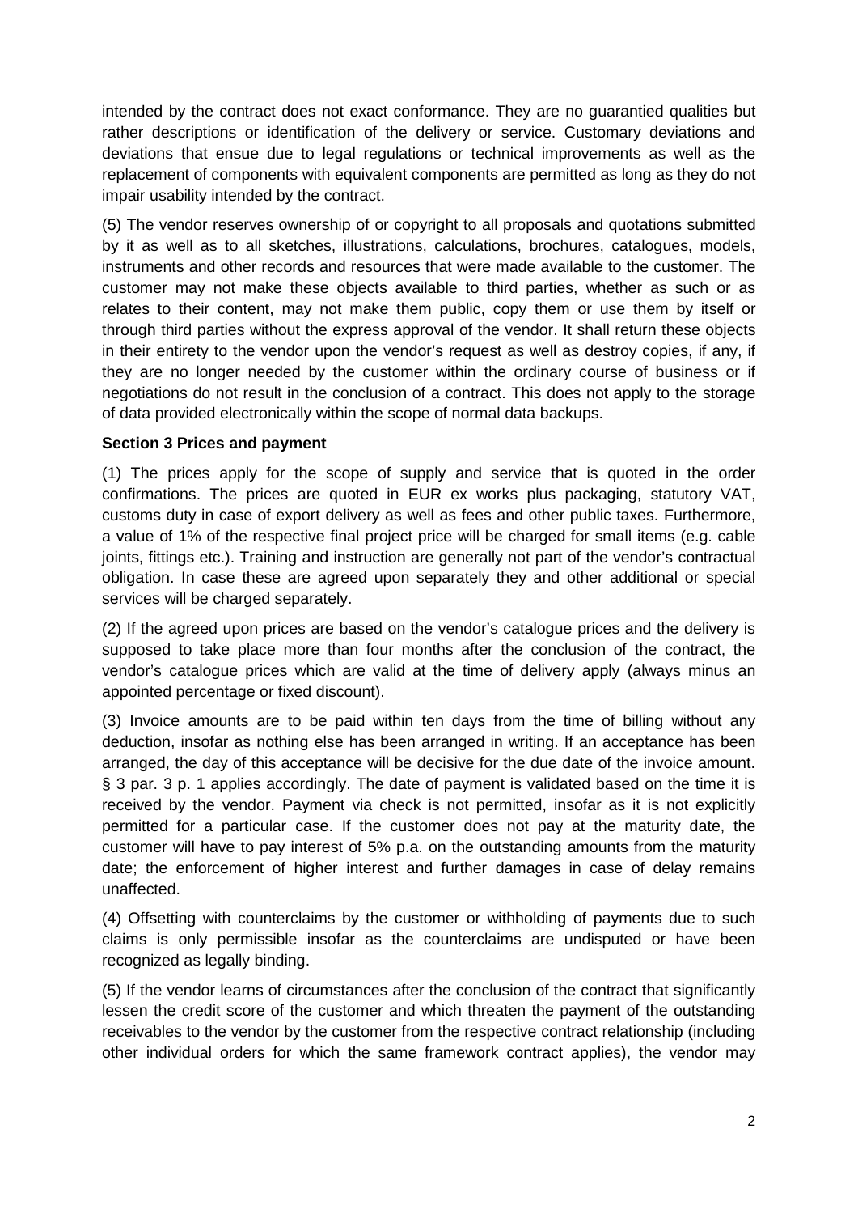intended by the contract does not exact conformance. They are no guarantied qualities but rather descriptions or identification of the delivery or service. Customary deviations and deviations that ensue due to legal regulations or technical improvements as well as the replacement of components with equivalent components are permitted as long as they do not impair usability intended by the contract.

(5) The vendor reserves ownership of or copyright to all proposals and quotations submitted by it as well as to all sketches, illustrations, calculations, brochures, catalogues, models, instruments and other records and resources that were made available to the customer. The customer may not make these objects available to third parties, whether as such or as relates to their content, may not make them public, copy them or use them by itself or through third parties without the express approval of the vendor. It shall return these objects in their entirety to the vendor upon the vendor's request as well as destroy copies, if any, if they are no longer needed by the customer within the ordinary course of business or if negotiations do not result in the conclusion of a contract. This does not apply to the storage of data provided electronically within the scope of normal data backups.

**Section 3 Prices and payment**

(1) The prices apply for the scope of supply and service that is quoted in the order confirmations. The prices are quoted in EUR ex works plus packaging, statutory VAT, customs duty in case of export delivery as well as fees and other public taxes. Furthermore, a value of 1% of the respective final project price will be charged for small items (e.g. cable joints, fittings etc.). Training and instruction are generally not part of the vendor's contractual obligation. In case these are agreed upon separately they and other additional or special services will be charged separately.

(2) If the agreed upon prices are based on the vendor's catalogue prices and the delivery is supposed to take place more than four months after the conclusion of the contract, the vendor's catalogue prices which are valid at the time of delivery apply (always minus an appointed percentage or fixed discount).

(3) Invoice amounts are to be paid within ten days from the time of billing without any deduction, insofar as nothing else has been arranged in writing. If an acceptance has been arranged, the day of this acceptance will be decisive for the due date of the invoice amount. § 3 par. 3 p. 1 applies accordingly. The date of payment is validated based on the time it is received by the vendor. Payment via check is not permitted, insofar as it is not explicitly permitted for a particular case. If the customer does not pay at the maturity date, the customer will have to pay interest of 5% p.a. on the outstanding amounts from the maturity date; the enforcement of higher interest and further damages in case of delay remains unaffected.

(4) Offsetting with counterclaims by the customer or withholding of payments due to such claims is only permissible insofar as the counterclaims are undisputed or have been recognized as legally binding.

(5) If the vendor learns of circumstances after the conclusion of the contract that significantly lessen the credit score of the customer and which threaten the payment of the outstanding receivables to the vendor by the customer from the respective contract relationship (including other individual orders for which the same framework contract applies), the vendor may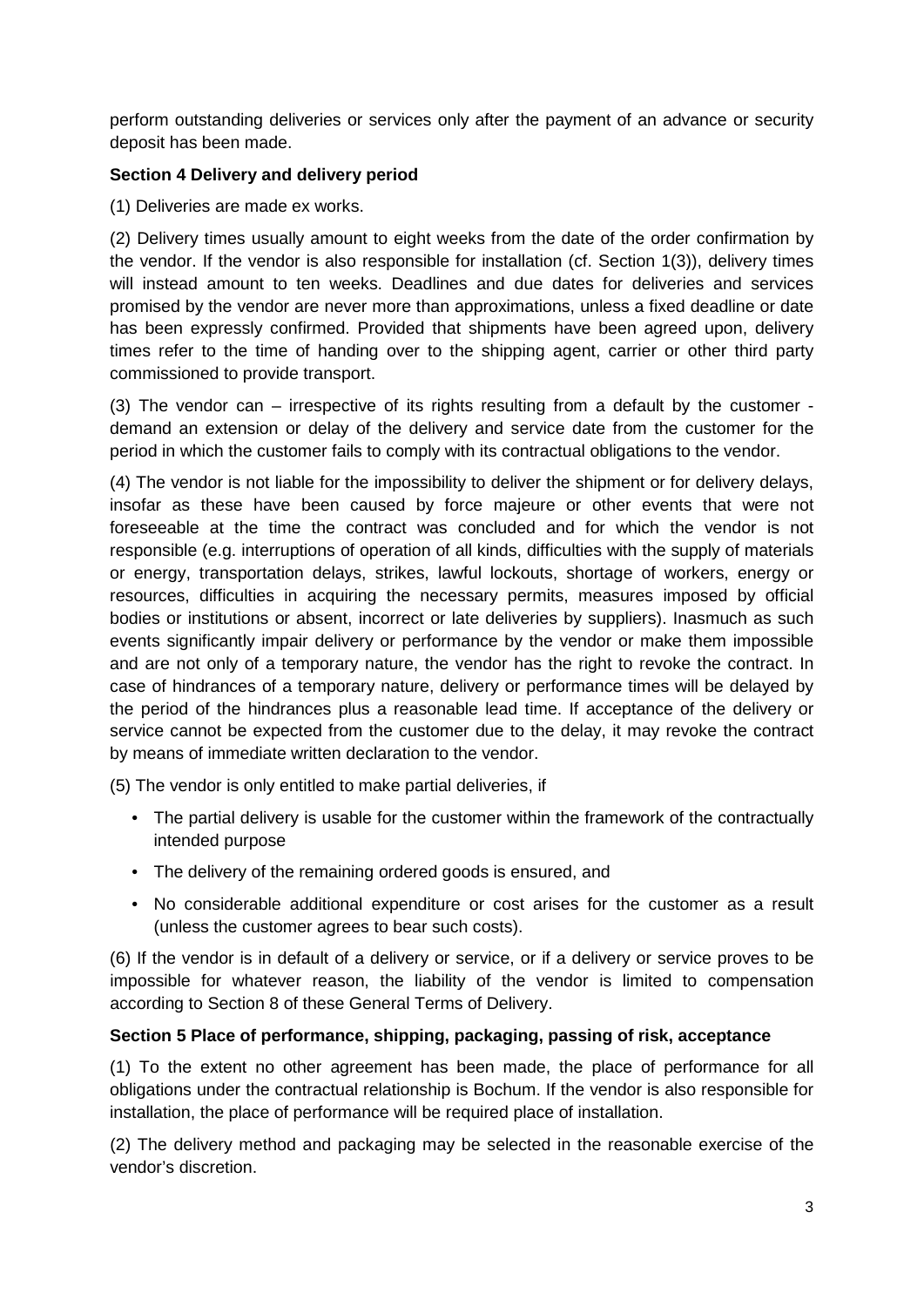perform outstanding deliveries or services only after the payment of an advance or security deposit has been made.

**Section 4 Delivery and delivery period**

(1) Deliveries are made ex works.

(2) Delivery times usually amount to eight weeks from the date of the order confirmation by the vendor. If the vendor is also responsible for installation (cf. Section 1(3)), delivery times will instead amount to ten weeks. Deadlines and due dates for deliveries and services promised by the vendor are never more than approximations, unless a fixed deadline or date has been expressly confirmed. Provided that shipments have been agreed upon, delivery times refer to the time of handing over to the shipping agent, carrier or other third party commissioned to provide transport.

(3) The vendor can – irrespective of its rights resulting from a default by the customer - demand an extension or delay of the delivery and service date from the customer for the period in which the customer fails to comply with its contractual obligations to the vendor.

(4) The vendor is not liable for the impossibility to deliver the shipment or for delivery delays, insofar as these have been caused by force majeure or other events that were not foreseeable at the time the contract was concluded and for which the vendor is not responsible (e.g. interruptions of operation of all kinds, difficulties with the supply of materials or energy, transportation delays, strikes, lawful lockouts, shortage of workers, energy or resources, difficulties in acquiring the necessary permits, measures imposed by official bodies or institutions or absent, incorrect or late deliveries by suppliers). Inasmuch as such events significantly impair delivery or performance by the vendor or make them impossible and are not only of a temporary nature, the vendor has the right to revoke the contract. In case of hindrances of a temporary nature, delivery or performance times will be delayed by the period of the hindrances plus a reasonable lead time. If acceptance of the delivery or service cannot be expected from the customer due to the delay, it may revoke the contract by means of immediate written declaration to the vendor.

(5) The vendor is only entitled to make partial deliveries, if

- The partial delivery is usable for the customer within the framework of the contractually intended purpose
- The delivery of the remaining ordered goods is ensured, and
- No considerable additional expenditure or cost arises for the customer as a result (unless the customer agrees to bear such costs).

(6) If the vendor is in default of a delivery or service, or if a delivery or service proves to be impossible for whatever reason, the liability of the vendor is limited to compensation according to Section 8 of these General Terms of Delivery.

**Section 5 Place of performance, shipping, packaging, passing of risk, acceptance**

(1) To the extent no other agreement has been made, the place of performance for all obligations under the contractual relationship is Bochum. If the vendor is also responsible for installation, the place of performance will be required place of installation.

(2) The delivery method and packaging may be selected in the reasonable exercise of the vendor's discretion.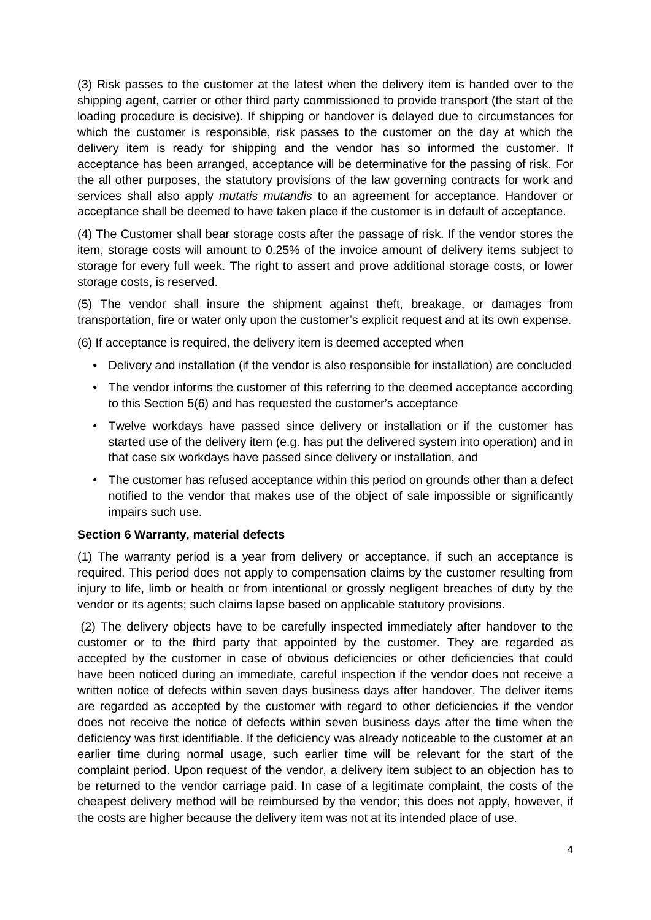(3) Risk passes to the customer at the latest when the delivery item is handed over to the shipping agent, carrier or other third party commissioned to provide transport (the start of the loading procedure is decisive). If shipping or handover is delayed due to circumstances for which the customer is responsible, risk passes to the customer on the day at which the delivery item is ready for shipping and the vendor has so informed the customer. If acceptance has been arranged, acceptance will be determinative for the passing of risk. For the all other purposes, the statutory provisions of the law governing contracts for work and services shall also apply *mutatis mutandis* to an agreement for acceptance. Handover or acceptance shall be deemed to have taken place if the customer is in default of acceptance.

(4) The Customer shall bear storage costs after the passage of risk. If the vendor stores the item, storage costs will amount to 0.25% of the invoice amount of delivery items subject to storage for every full week. The right to assert and prove additional storage costs, or lower storage costs, is reserved.

(5) The vendor shall insure the shipment against theft, breakage, or damages from transportation, fire or water only upon the customer's explicit request and at its own expense.

(6) If acceptance is required, the delivery item is deemed accepted when

- Delivery and installation (if the vendor is also responsible for installation) are concluded
- The vendor informs the customer of this referring to the deemed acceptance according to this Section 5(6) and has requested the customer's acceptance
- Twelve workdays have passed since delivery or installation or if the customer has started use of the delivery item (e.g. has put the delivered system into operation) and in that case six workdays have passed since delivery or installation, and
- The customer has refused acceptance within this period on grounds other than a defect notified to the vendor that makes use of the object of sale impossible or significantly impairs such use.

**Section 6 Warranty, material defects**

(1) The warranty period is a year from delivery or acceptance, if such an acceptance is required. This period does not apply to compensation claims by the customer resulting from injury to life, limb or health or from intentional or grossly negligent breaches of duty by the vendor or its agents; such claims lapse based on applicable statutory provisions.

(2) The delivery objects have to be carefully inspected immediately after handover to the customer or to the third party that appointed by the customer. They are regarded as accepted by the customer in case of obvious deficiencies or other deficiencies that could have been noticed during an immediate, careful inspection if the vendor does not receive a written notice of defects within seven days business days after handover. The deliver items are regarded as accepted by the customer with regard to other deficiencies if the vendor does not receive the notice of defects within seven business days after the time when the deficiency was first identifiable. If the deficiency was already noticeable to the customer at an earlier time during normal usage, such earlier time will be relevant for the start of the complaint period. Upon request of the vendor, a delivery item subject to an objection has to be returned to the vendor carriage paid. In case of a legitimate complaint, the costs of the cheapest delivery method will be reimbursed by the vendor; this does not apply, however, if the costs are higher because the delivery item was not at its intended place of use.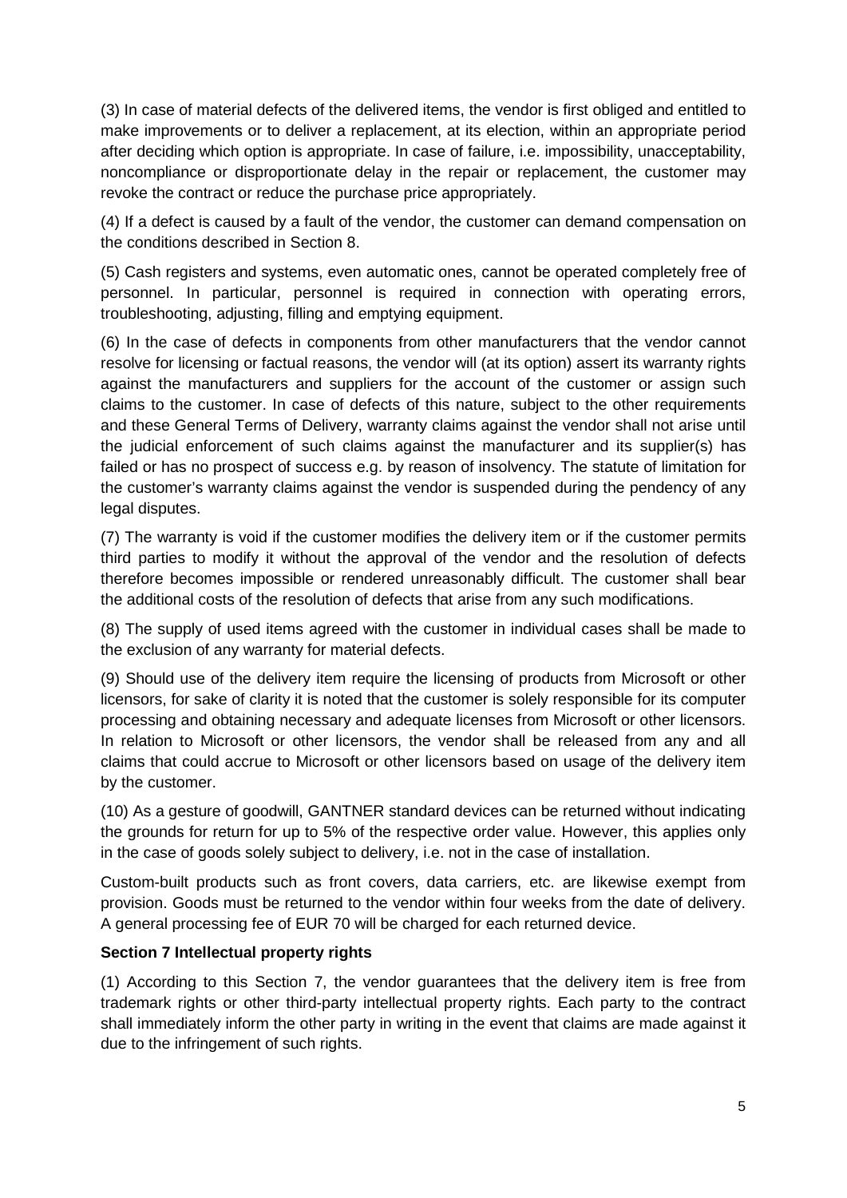(3) In case of material defects of the delivered items, the vendor is first obliged and entitled to make improvements or to deliver a replacement, at its election, within an appropriate period after deciding which option is appropriate. In case of failure, i.e. impossibility, unacceptability, noncompliance or disproportionate delay in the repair or replacement, the customer may revoke the contract or reduce the purchase price appropriately.

(4) If a defect is caused by a fault of the vendor, the customer can demand compensation on the conditions described in Section 8.

(5) Cash registers and systems, even automatic ones, cannot be operated completely free of personnel. In particular, personnel is required in connection with operating errors, troubleshooting, adjusting, filling and emptying equipment.

(6) In the case of defects in components from other manufacturers that the vendor cannot resolve for licensing or factual reasons, the vendor will (at its option) assert its warranty rights against the manufacturers and suppliers for the account of the customer or assign such claims to the customer. In case of defects of this nature, subject to the other requirements and these General Terms of Delivery, warranty claims against the vendor shall not arise until the judicial enforcement of such claims against the manufacturer and its supplier(s) has failed or has no prospect of success e.g. by reason of insolvency. The statute of limitation for the customer's warranty claims against the vendor is suspended during the pendency of any legal disputes.

(7) The warranty is void if the customer modifies the delivery item or if the customer permits third parties to modify it without the approval of the vendor and the resolution of defects therefore becomes impossible or rendered unreasonably difficult. The customer shall bear the additional costs of the resolution of defects that arise from any such modifications.

(8) The supply of used items agreed with the customer in individual cases shall be made to the exclusion of any warranty for material defects.

(9) Should use of the delivery item require the licensing of products from Microsoft or other licensors, for sake of clarity it is noted that the customer is solely responsible for its computer processing and obtaining necessary and adequate licenses from Microsoft or other licensors. In relation to Microsoft or other licensors, the vendor shall be released from any and all claims that could accrue to Microsoft or other licensors based on usage of the delivery item by the customer.

(10) As a gesture of goodwill, GANTNER standard devices can be returned without indicating the grounds for return for up to 5% of the respective order value. However, this applies only in the case of goods solely subject to delivery, i.e. not in the case of installation.

Custom-built products such as front covers, data carriers, etc. are likewise exempt from provision. Goods must be returned to the vendor within four weeks from the date of delivery. A general processing fee of EUR 70 will be charged for each returned device.

**Section 7 Intellectual property rights**

(1) According to this Section 7, the vendor guarantees that the delivery item is free from trademark rights or other third-party intellectual property rights. Each party to the contract shall immediately inform the other party in writing in the event that claims are made against it due to the infringement of such rights.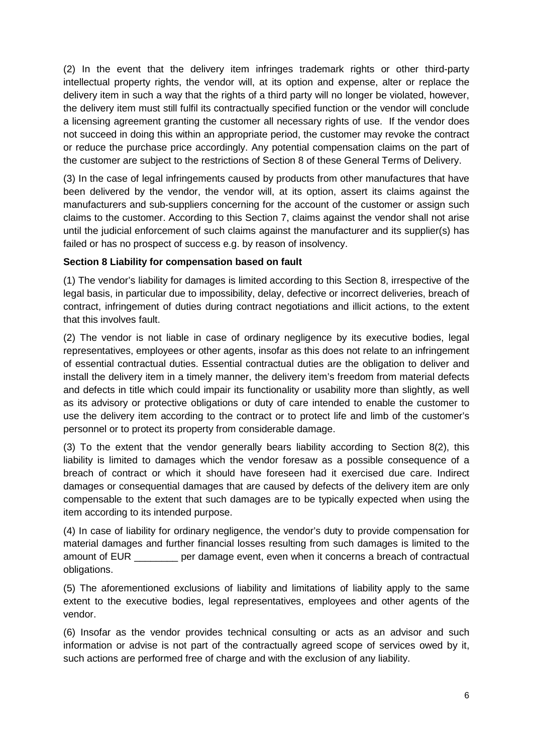(2) In the event that the delivery item infringes trademark rights or other third-party intellectual property rights, the vendor will, at its option and expense, alter or replace the delivery item in such a way that the rights of a third party will no longer be violated, however, the delivery item must still fulfil its contractually specified function or the vendor will conclude a licensing agreement granting the customer all necessary rights of use. If the vendor does not succeed in doing this within an appropriate period, the customer may revoke the contract or reduce the purchase price accordingly. Any potential compensation claims on the part of the customer are subject to the restrictions of Section 8 of these General Terms of Delivery.

(3) In the case of legal infringements caused by products from other manufactures that have been delivered by the vendor, the vendor will, at its option, assert its claims against the manufacturers and sub-suppliers concerning for the account of the customer or assign such claims to the customer. According to this Section 7, claims against the vendor shall not arise until the judicial enforcement of such claims against the manufacturer and its supplier(s) has failed or has no prospect of success e.g. by reason of insolvency.

**Section 8 Liability for compensation based on fault**

(1) The vendor's liability for damages is limited according to this Section 8, irrespective of the legal basis, in particular due to impossibility, delay, defective or incorrect deliveries, breach of contract, infringement of duties during contract negotiations and illicit actions, to the extent that this involves fault.

(2) The vendor is not liable in case of ordinary negligence by its executive bodies, legal representatives, employees or other agents, insofar as this does not relate to an infringement of essential contractual duties. Essential contractual duties are the obligation to deliver and install the delivery item in a timely manner, the delivery item's freedom from material defects and defects in title which could impair its functionality or usability more than slightly, as well as its advisory or protective obligations or duty of care intended to enable the customer to use the delivery item according to the contract or to protect life and limb of the customer's personnel or to protect its property from considerable damage.

(3) To the extent that the vendor generally bears liability according to Section 8(2), this liability is limited to damages which the vendor foresaw as a possible consequence of a breach of contract or which it should have foreseen had it exercised due care. Indirect damages or consequential damages that are caused by defects of the delivery item are only compensable to the extent that such damages are to be typically expected when using the item according to its intended purpose.

(4) In case of liability for ordinary negligence, the vendor's duty to provide compensation for material damages and further financial losses resulting from such damages is limited to the amount of EUR ________ per damage event, even when it concerns a breach of contractual obligations.

(5) The aforementioned exclusions of liability and limitations of liability apply to the same extent to the executive bodies, legal representatives, employees and other agents of the vendor.

(6) Insofar as the vendor provides technical consulting or acts as an advisor and such information or advise is not part of the contractually agreed scope of services owed by it, such actions are performed free of charge and with the exclusion of any liability.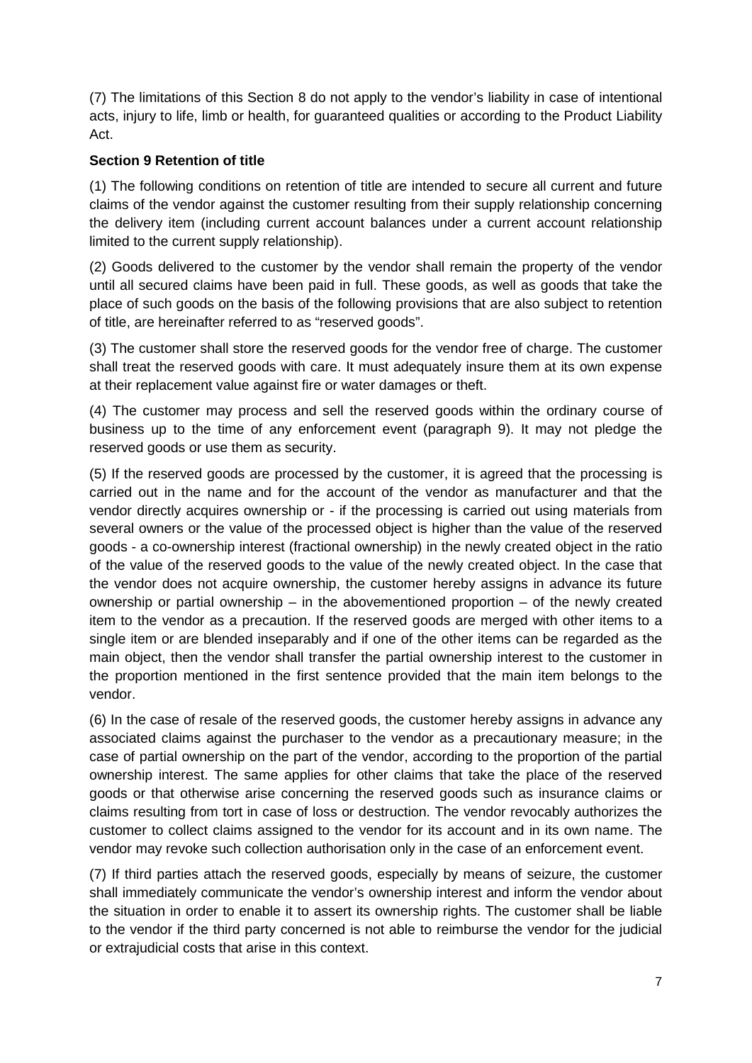(7) The limitations of this Section 8 do not apply to the vendor's liability in case of intentional acts, injury to life, limb or health, for guaranteed qualities or according to the Product Liability Act.

**Section 9 Retention of title**

(1) The following conditions on retention of title are intended to secure all current and future claims of the vendor against the customer resulting from their supply relationship concerning the delivery item (including current account balances under a current account relationship limited to the current supply relationship).

(2) Goods delivered to the customer by the vendor shall remain the property of the vendor until all secured claims have been paid in full. These goods, as well as goods that take the place of such goods on the basis of the following provisions that are also subject to retention of title, are hereinafter referred to as "reserved goods".

(3) The customer shall store the reserved goods for the vendor free of charge. The customer shall treat the reserved goods with care. It must adequately insure them at its own expense at their replacement value against fire or water damages or theft.

(4) The customer may process and sell the reserved goods within the ordinary course of business up to the time of any enforcement event (paragraph 9). It may not pledge the reserved goods or use them as security.

(5) If the reserved goods are processed by the customer, it is agreed that the processing is carried out in the name and for the account of the vendor as manufacturer and that the vendor directly acquires ownership or - if the processing is carried out using materials from several owners or the value of the processed object is higher than the value of the reserved goods - a co-ownership interest (fractional ownership) in the newly created object in the ratio of the value of the reserved goods to the value of the newly created object. In the case that the vendor does not acquire ownership, the customer hereby assigns in advance its future ownership or partial ownership – in the abovementioned proportion – of the newly created item to the vendor as a precaution. If the reserved goods are merged with other items to a single item or are blended inseparably and if one of the other items can be regarded as the main object, then the vendor shall transfer the partial ownership interest to the customer in the proportion mentioned in the first sentence provided that the main item belongs to the vendor.

(6) In the case of resale of the reserved goods, the customer hereby assigns in advance any associated claims against the purchaser to the vendor as a precautionary measure; in the case of partial ownership on the part of the vendor, according to the proportion of the partial ownership interest. The same applies for other claims that take the place of the reserved goods or that otherwise arise concerning the reserved goods such as insurance claims or claims resulting from tort in case of loss or destruction. The vendor revocably authorizes the customer to collect claims assigned to the vendor for its account and in its own name. The vendor may revoke such collection authorisation only in the case of an enforcement event.

(7) If third parties attach the reserved goods, especially by means of seizure, the customer shall immediately communicate the vendor's ownership interest and inform the vendor about the situation in order to enable it to assert its ownership rights. The customer shall be liable to the vendor if the third party concerned is not able to reimburse the vendor for the judicial or extrajudicial costs that arise in this context.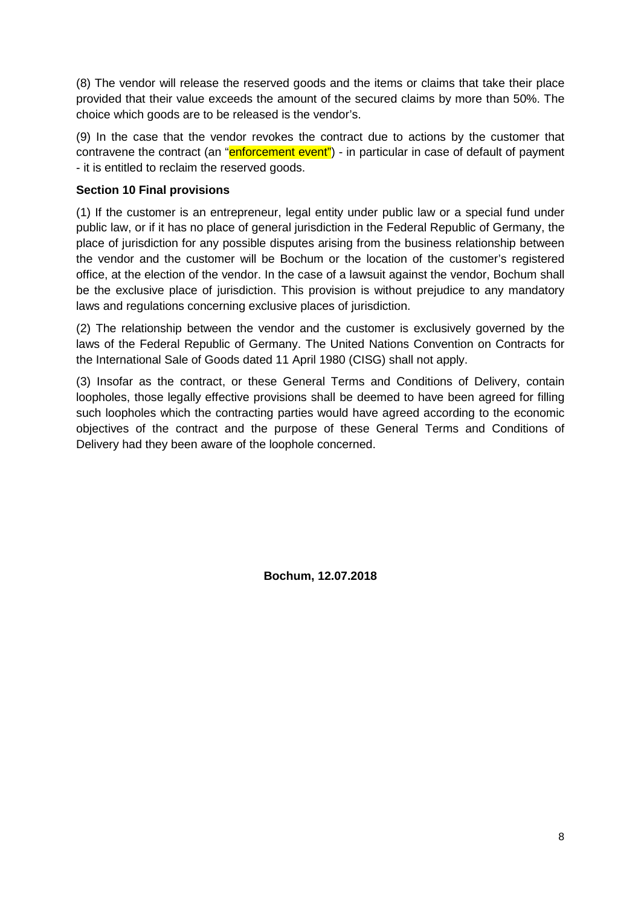(8) The vendor will release the reserved goods and the items or claims that take their place provided that their value exceeds the amount of the secured claims by more than 50%. The choice which goods are to be released is the vendor's.

(9) In the case that the vendor revokes the contract due to actions by the customer that contravene the contract (an "enforcement event") - in particular in case of default of payment - it is entitled to reclaim the reserved goods.

**Section 10 Final provisions**

(1) If the customer is an entrepreneur, legal entity under public law or a special fund under public law, or if it has no place of general jurisdiction in the Federal Republic of Germany, the place of jurisdiction for any possible disputes arising from the business relationship between the vendor and the customer will be Bochum or the location of the customer's registered office, at the election of the vendor. In the case of a lawsuit against the vendor, Bochum shall be the exclusive place of jurisdiction. This provision is without prejudice to any mandatory laws and regulations concerning exclusive places of jurisdiction.

(2) The relationship between the vendor and the customer is exclusively governed by the laws of the Federal Republic of Germany. The United Nations Convention on Contracts for the International Sale of Goods dated 11 April 1980 (CISG) shall not apply.

(3) Insofar as the contract, or these General Terms and Conditions of Delivery, contain loopholes, those legally effective provisions shall be deemed to have been agreed for filling such loopholes which the contracting parties would have agreed according to the economic objectives of the contract and the purpose of these General Terms and Conditions of Delivery had they been aware of the loophole concerned.

**Bochum, 12.07.2018**